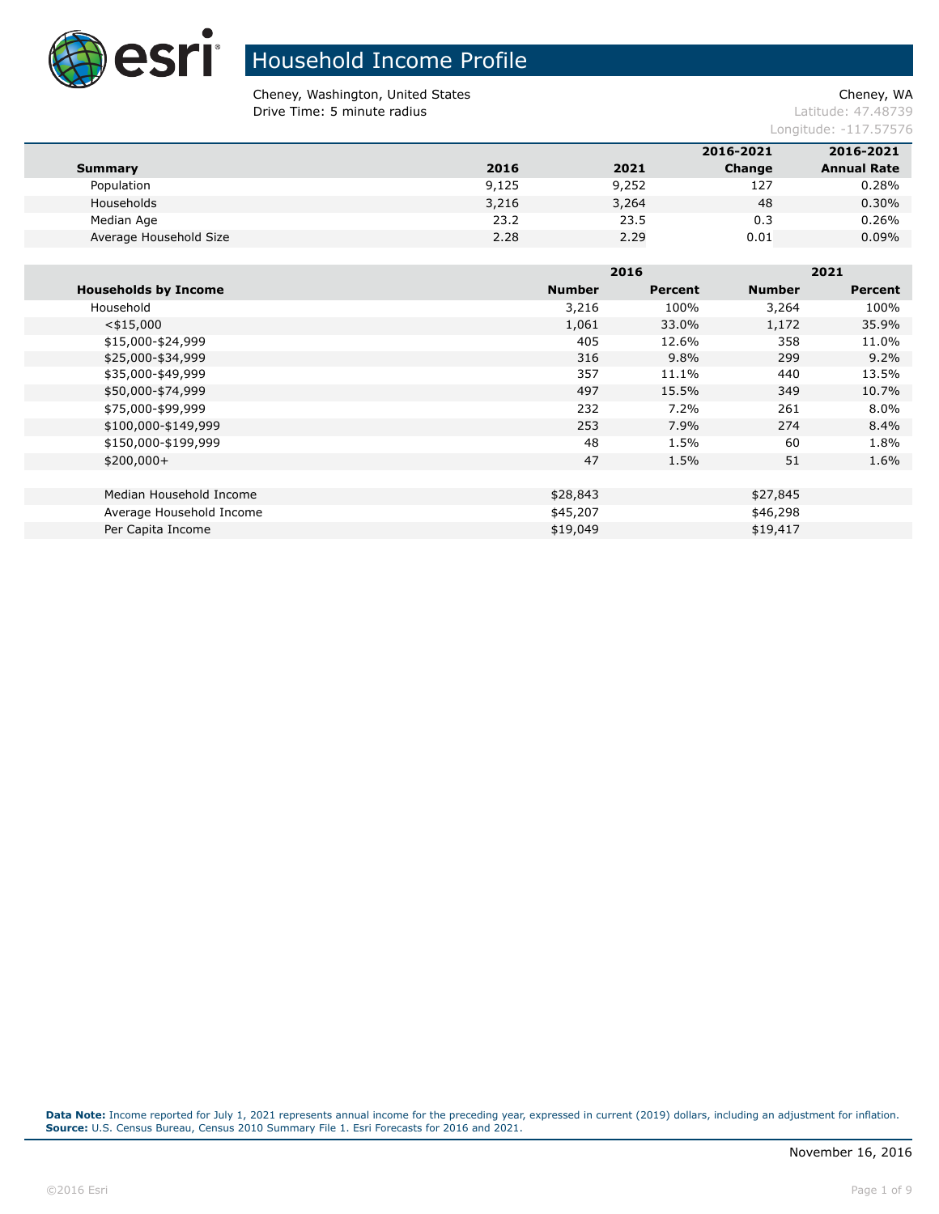# Household Income Profile

Cheney, Washington, United States
Drive Time: 5 minute radius

Cheney, WA
Latitude: 47.48739
Longitude: -117.57576

| Summary | 2016 | 2021 | 2016-2021 Change | 2016-2021 Annual Rate |
|---|---|---|---|---|
| Population | 9,125 | 9,252 | 127 | 0.28% |
| Households | 3,216 | 3,264 | 48 | 0.30% |
| Median Age | 23.2 | 23.5 | 0.3 | 0.26% |
| Average Household Size | 2.28 | 2.29 | 0.01 | 0.09% |

| | 2016 | | 2021 | |
|---|---|---|---|---|
| **Households by Income** | **Number** | **Percent** | **Number** | **Percent** |
| Household | 3,216 | 100% | 3,264 | 100% |
| <$15,000 | 1,061 | 33.0% | 1,172 | 35.9% |
| $15,000-$24,999 | 405 | 12.6% | 358 | 11.0% |
| $25,000-$34,999 | 316 | 9.8% | 299 | 9.2% |
| $35,000-$49,999 | 357 | 11.1% | 440 | 13.5% |
| $50,000-$74,999 | 497 | 15.5% | 349 | 10.7% |
| $75,000-$99,999 | 232 | 7.2% | 261 | 8.0% |
| $100,000-$149,999 | 253 | 7.9% | 274 | 8.4% |
| $150,000-$199,999 | 48 | 1.5% | 60 | 1.8% |
| $200,000+ | 47 | 1.5% | 51 | 1.6% |
| | | | | |
| Median Household Income | $28,843 | | $27,845 | |
| Average Household Income | $45,207 | | $46,298 | |
| Per Capita Income | $19,049 | | $19,417 | |

**Data Note:** Income reported for July 1, 2021 represents annual income for the preceding year, expressed in current (2019) dollars, including an adjustment for inflation.
**Source:** U.S. Census Bureau, Census 2010 Summary File 1. Esri Forecasts for 2016 and 2021.

November 16, 2016

©2016 Esri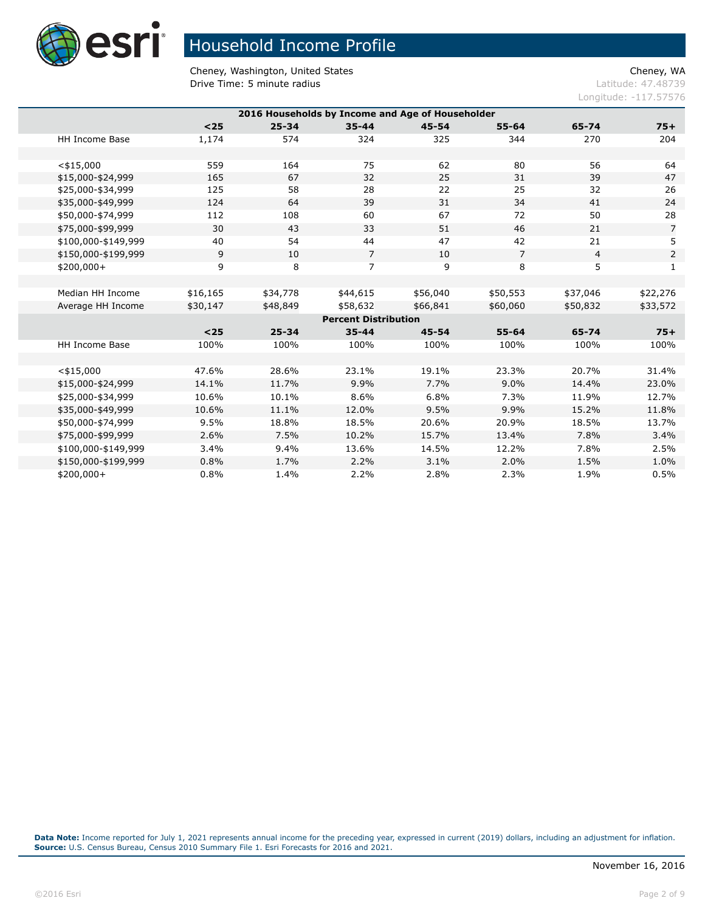# Household Income Profile

Cheney, Washington, United States
Drive Time: 5 minute radius

Cheney, WA
Latitude: 47.48739
Longitude: -117.57576

| 2016 Households by Income and Age of Householder | | | | | | | |
|---|---|---|---|---|---|---|---|
| | **<25** | **25-34** | **35-44** | **45-54** | **55-64** | **65-74** | **75+** |
| HH Income Base | 1,174 | 574 | 324 | 325 | 344 | 270 | 204 |
| | | | | | | | |
| <$15,000 | 559 | 164 | 75 | 62 | 80 | 56 | 64 |
| $15,000-$24,999 | 165 | 67 | 32 | 25 | 31 | 39 | 47 |
| $25,000-$34,999 | 125 | 58 | 28 | 22 | 25 | 32 | 26 |
| $35,000-$49,999 | 124 | 64 | 39 | 31 | 34 | 41 | 24 |
| $50,000-$74,999 | 112 | 108 | 60 | 67 | 72 | 50 | 28 |
| $75,000-$99,999 | 30 | 43 | 33 | 51 | 46 | 21 | 7 |
| $100,000-$149,999 | 40 | 54 | 44 | 47 | 42 | 21 | 5 |
| $150,000-$199,999 | 9 | 10 | 7 | 10 | 7 | 4 | 2 |
| $200,000+ | 9 | 8 | 7 | 9 | 8 | 5 | 1 |
| | | | | | | | |
| Median HH Income | $16,165 | $34,778 | $44,615 | $56,040 | $50,553 | $37,046 | $22,276 |
| Average HH Income | $30,147 | $48,849 | $58,632 | $66,841 | $60,060 | $50,832 | $33,572 |
| **Percent Distribution** | | | | | | | |
| | **<25** | **25-34** | **35-44** | **45-54** | **55-64** | **65-74** | **75+** |
| HH Income Base | 100% | 100% | 100% | 100% | 100% | 100% | 100% |
| | | | | | | | |
| <$15,000 | 47.6% | 28.6% | 23.1% | 19.1% | 23.3% | 20.7% | 31.4% |
| $15,000-$24,999 | 14.1% | 11.7% | 9.9% | 7.7% | 9.0% | 14.4% | 23.0% |
| $25,000-$34,999 | 10.6% | 10.1% | 8.6% | 6.8% | 7.3% | 11.9% | 12.7% |
| $35,000-$49,999 | 10.6% | 11.1% | 12.0% | 9.5% | 9.9% | 15.2% | 11.8% |
| $50,000-$74,999 | 9.5% | 18.8% | 18.5% | 20.6% | 20.9% | 18.5% | 13.7% |
| $75,000-$99,999 | 2.6% | 7.5% | 10.2% | 15.7% | 13.4% | 7.8% | 3.4% |
| $100,000-$149,999 | 3.4% | 9.4% | 13.6% | 14.5% | 12.2% | 7.8% | 2.5% |
| $150,000-$199,999 | 0.8% | 1.7% | 2.2% | 3.1% | 2.0% | 1.5% | 1.0% |
| $200,000+ | 0.8% | 1.4% | 2.2% | 2.8% | 2.3% | 1.9% | 0.5% |

**Data Note:** Income reported for July 1, 2021 represents annual income for the preceding year, expressed in current (2019) dollars, including an adjustment for inflation.
**Source:** U.S. Census Bureau, Census 2010 Summary File 1. Esri Forecasts for 2016 and 2021.

November 16, 2016

©2016 Esri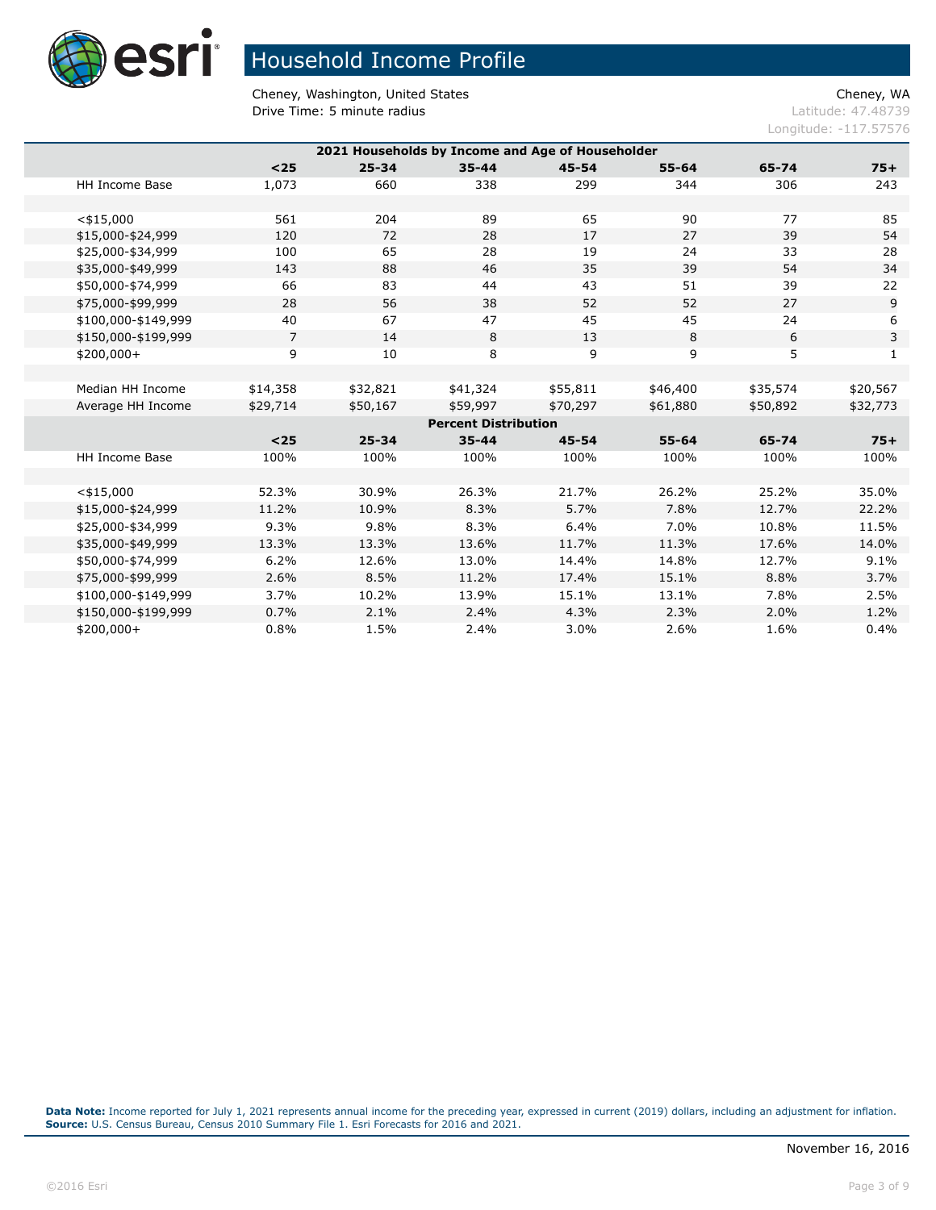# Household Income Profile

Cheney, Washington, United States
Drive Time: 5 minute radius

Cheney, WA
Latitude: 47.48739
Longitude: -117.57576

| 2021 Households by Income and Age of Householder | | | | | | | |
|---|---|---|---|---|---|---|---|
| | <25 | 25-34 | 35-44 | 45-54 | 55-64 | 65-74 | 75+ |
| HH Income Base | 1,073 | 660 | 338 | 299 | 344 | 306 | 243 |
| | | | | | | | |
| <$15,000 | 561 | 204 | 89 | 65 | 90 | 77 | 85 |
| $15,000-$24,999 | 120 | 72 | 28 | 17 | 27 | 39 | 54 |
| $25,000-$34,999 | 100 | 65 | 28 | 19 | 24 | 33 | 28 |
| $35,000-$49,999 | 143 | 88 | 46 | 35 | 39 | 54 | 34 |
| $50,000-$74,999 | 66 | 83 | 44 | 43 | 51 | 39 | 22 |
| $75,000-$99,999 | 28 | 56 | 38 | 52 | 52 | 27 | 9 |
| $100,000-$149,999 | 40 | 67 | 47 | 45 | 45 | 24 | 6 |
| $150,000-$199,999 | 7 | 14 | 8 | 13 | 8 | 6 | 3 |
| $200,000+ | 9 | 10 | 8 | 9 | 9 | 5 | 1 |
| | | | | | | | |
| Median HH Income | $14,358 | $32,821 | $41,324 | $55,811 | $46,400 | $35,574 | $20,567 |
| Average HH Income | $29,714 | $50,167 | $59,997 | $70,297 | $61,880 | $50,892 | $32,773 |
| **Percent Distribution** | | | | | | | |
| | <25 | 25-34 | 35-44 | 45-54 | 55-64 | 65-74 | 75+ |
| HH Income Base | 100% | 100% | 100% | 100% | 100% | 100% | 100% |
| | | | | | | | |
| <$15,000 | 52.3% | 30.9% | 26.3% | 21.7% | 26.2% | 25.2% | 35.0% |
| $15,000-$24,999 | 11.2% | 10.9% | 8.3% | 5.7% | 7.8% | 12.7% | 22.2% |
| $25,000-$34,999 | 9.3% | 9.8% | 8.3% | 6.4% | 7.0% | 10.8% | 11.5% |
| $35,000-$49,999 | 13.3% | 13.3% | 13.6% | 11.7% | 11.3% | 17.6% | 14.0% |
| $50,000-$74,999 | 6.2% | 12.6% | 13.0% | 14.4% | 14.8% | 12.7% | 9.1% |
| $75,000-$99,999 | 2.6% | 8.5% | 11.2% | 17.4% | 15.1% | 8.8% | 3.7% |
| $100,000-$149,999 | 3.7% | 10.2% | 13.9% | 15.1% | 13.1% | 7.8% | 2.5% |
| $150,000-$199,999 | 0.7% | 2.1% | 2.4% | 4.3% | 2.3% | 2.0% | 1.2% |
| $200,000+ | 0.8% | 1.5% | 2.4% | 3.0% | 2.6% | 1.6% | 0.4% |

**Data Note:** Income reported for July 1, 2021 represents annual income for the preceding year, expressed in current (2019) dollars, including an adjustment for inflation.
**Source:** U.S. Census Bureau, Census 2010 Summary File 1. Esri Forecasts for 2016 and 2021.

November 16, 2016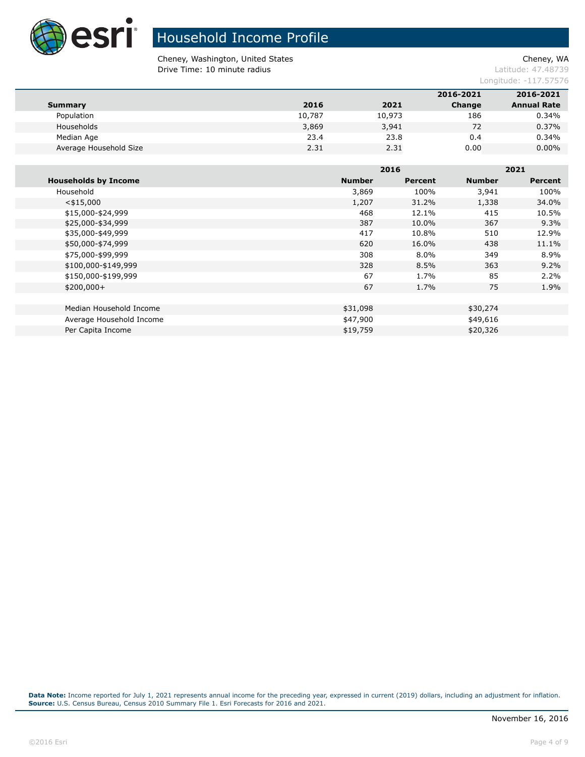# Household Income Profile

Cheney, Washington, United States
Drive Time: 10 minute radius

Cheney, WA
Latitude: 47.48739
Longitude: -117.57576

| Summary | 2016 | 2021 | 2016-2021 Change | 2016-2021 Annual Rate |
|---|---|---|---|---|
| Population | 10,787 | 10,973 | 186 | 0.34% |
| Households | 3,869 | 3,941 | 72 | 0.37% |
| Median Age | 23.4 | 23.8 | 0.4 | 0.34% |
| Average Household Size | 2.31 | 2.31 | 0.00 | 0.00% |

| | 2016 | | 2021 | |
|---|---|---|---|---|
| **Households by Income** | **Number** | **Percent** | **Number** | **Percent** |
| Household | 3,869 | 100% | 3,941 | 100% |
| <$15,000 | 1,207 | 31.2% | 1,338 | 34.0% |
| $15,000-$24,999 | 468 | 12.1% | 415 | 10.5% |
| $25,000-$34,999 | 387 | 10.0% | 367 | 9.3% |
| $35,000-$49,999 | 417 | 10.8% | 510 | 12.9% |
| $50,000-$74,999 | 620 | 16.0% | 438 | 11.1% |
| $75,000-$99,999 | 308 | 8.0% | 349 | 8.9% |
| $100,000-$149,999 | 328 | 8.5% | 363 | 9.2% |
| $150,000-$199,999 | 67 | 1.7% | 85 | 2.2% |
| $200,000+ | 67 | 1.7% | 75 | 1.9% |
| | | | | |
| Median Household Income | $31,098 | | $30,274 | |
| Average Household Income | $47,900 | | $49,616 | |
| Per Capita Income | $19,759 | | $20,326 | |

**Data Note:** Income reported for July 1, 2021 represents annual income for the preceding year, expressed in current (2019) dollars, including an adjustment for inflation.
**Source:** U.S. Census Bureau, Census 2010 Summary File 1. Esri Forecasts for 2016 and 2021.

November 16, 2016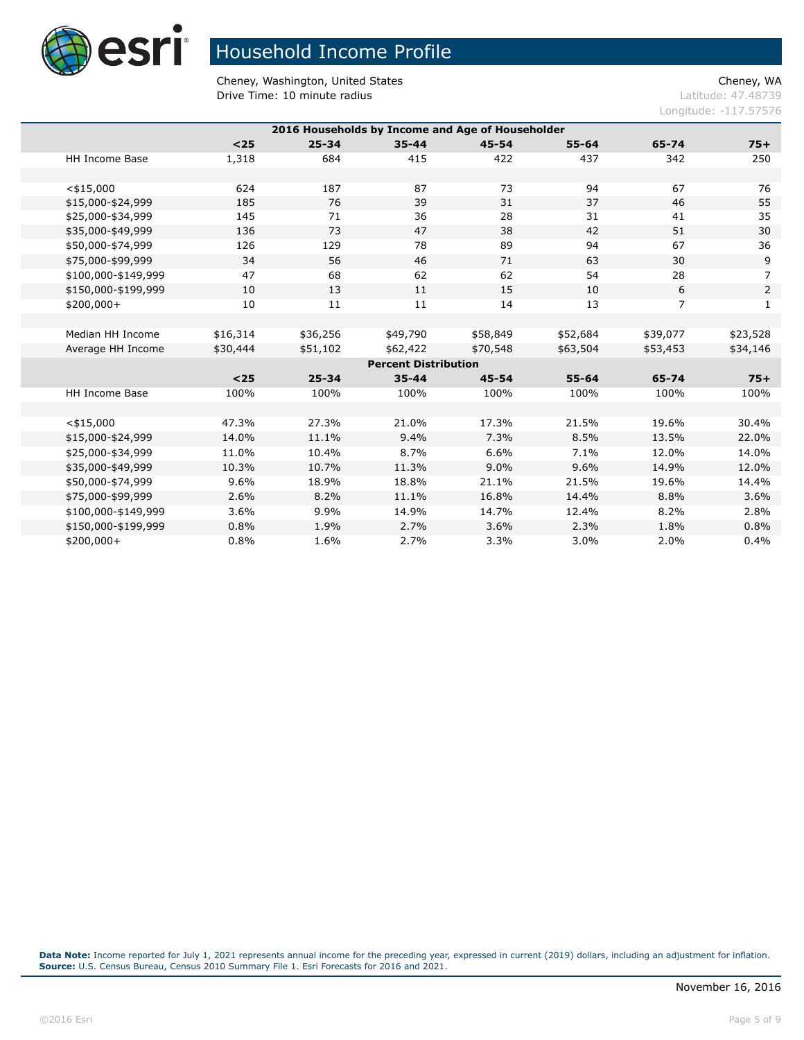# Household Income Profile

Cheney, Washington, United States
Drive Time: 10 minute radius

Cheney, WA
Latitude: 47.48739
Longitude: -117.57576

| 2016 Households by Income and Age of Householder | | | | | | | |
|---|---|---|---|---|---|---|---|
| | <25 | 25-34 | 35-44 | 45-54 | 55-64 | 65-74 | 75+ |
| HH Income Base | 1,318 | 684 | 415 | 422 | 437 | 342 | 250 |
| | | | | | | | |
| <$15,000 | 624 | 187 | 87 | 73 | 94 | 67 | 76 |
| $15,000-$24,999 | 185 | 76 | 39 | 31 | 37 | 46 | 55 |
| $25,000-$34,999 | 145 | 71 | 36 | 28 | 31 | 41 | 35 |
| $35,000-$49,999 | 136 | 73 | 47 | 38 | 42 | 51 | 30 |
| $50,000-$74,999 | 126 | 129 | 78 | 89 | 94 | 67 | 36 |
| $75,000-$99,999 | 34 | 56 | 46 | 71 | 63 | 30 | 9 |
| $100,000-$149,999 | 47 | 68 | 62 | 62 | 54 | 28 | 7 |
| $150,000-$199,999 | 10 | 13 | 11 | 15 | 10 | 6 | 2 |
| $200,000+ | 10 | 11 | 11 | 14 | 13 | 7 | 1 |
| | | | | | | | |
| Median HH Income | $16,314 | $36,256 | $49,790 | $58,849 | $52,684 | $39,077 | $23,528 |
| Average HH Income | $30,444 | $51,102 | $62,422 | $70,548 | $63,504 | $53,453 | $34,146 |
| **Percent Distribution** | | | | | | | |
| | <25 | 25-34 | 35-44 | 45-54 | 55-64 | 65-74 | 75+ |
| HH Income Base | 100% | 100% | 100% | 100% | 100% | 100% | 100% |
| | | | | | | | |
| <$15,000 | 47.3% | 27.3% | 21.0% | 17.3% | 21.5% | 19.6% | 30.4% |
| $15,000-$24,999 | 14.0% | 11.1% | 9.4% | 7.3% | 8.5% | 13.5% | 22.0% |
| $25,000-$34,999 | 11.0% | 10.4% | 8.7% | 6.6% | 7.1% | 12.0% | 14.0% |
| $35,000-$49,999 | 10.3% | 10.7% | 11.3% | 9.0% | 9.6% | 14.9% | 12.0% |
| $50,000-$74,999 | 9.6% | 18.9% | 18.8% | 21.1% | 21.5% | 19.6% | 14.4% |
| $75,000-$99,999 | 2.6% | 8.2% | 11.1% | 16.8% | 14.4% | 8.8% | 3.6% |
| $100,000-$149,999 | 3.6% | 9.9% | 14.9% | 14.7% | 12.4% | 8.2% | 2.8% |
| $150,000-$199,999 | 0.8% | 1.9% | 2.7% | 3.6% | 2.3% | 1.8% | 0.8% |
| $200,000+ | 0.8% | 1.6% | 2.7% | 3.3% | 3.0% | 2.0% | 0.4% |

**Data Note:** Income reported for July 1, 2021 represents annual income for the preceding year, expressed in current (2019) dollars, including an adjustment for inflation.
**Source:** U.S. Census Bureau, Census 2010 Summary File 1. Esri Forecasts for 2016 and 2021.

November 16, 2016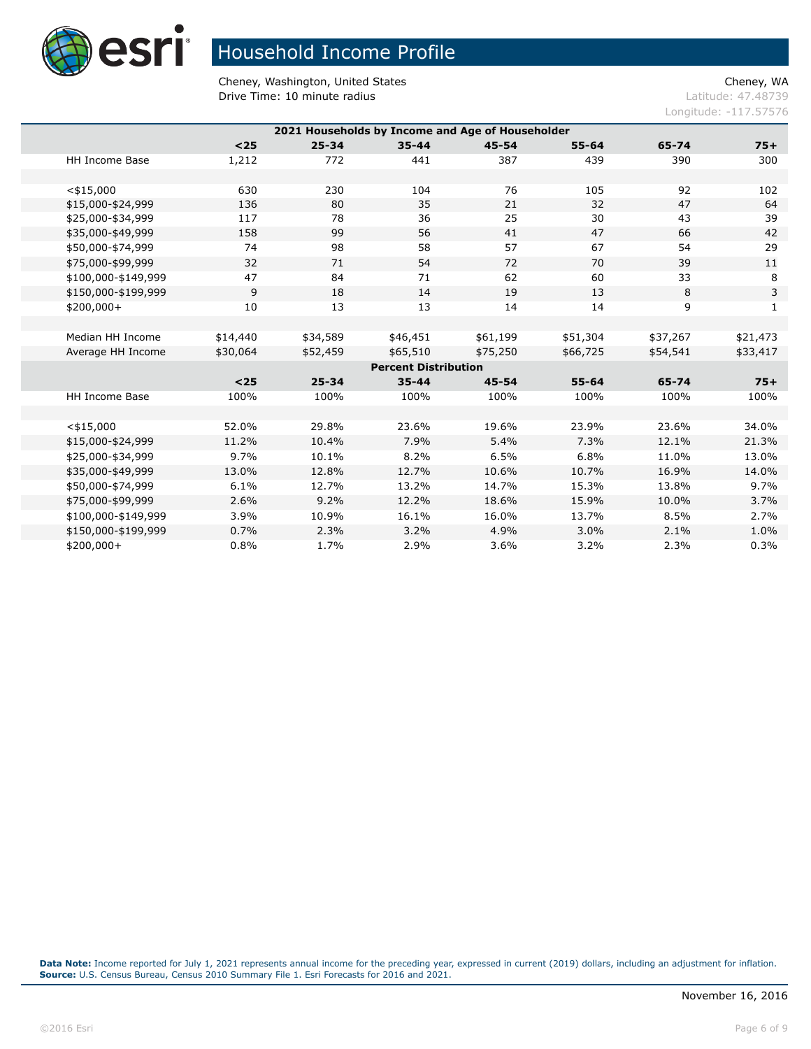# Household Income Profile

Cheney, Washington, United States
Drive Time: 10 minute radius

Cheney, WA
Latitude: 47.48739
Longitude: -117.57576

| 2021 Households by Income and Age of Householder | | | | | | | |
|---|---|---|---|---|---|---|---|
| | <25 | 25-34 | 35-44 | 45-54 | 55-64 | 65-74 | 75+ |
| HH Income Base | 1,212 | 772 | 441 | 387 | 439 | 390 | 300 |
| | | | | | | | |
| <$15,000 | 630 | 230 | 104 | 76 | 105 | 92 | 102 |
| $15,000-$24,999 | 136 | 80 | 35 | 21 | 32 | 47 | 64 |
| $25,000-$34,999 | 117 | 78 | 36 | 25 | 30 | 43 | 39 |
| $35,000-$49,999 | 158 | 99 | 56 | 41 | 47 | 66 | 42 |
| $50,000-$74,999 | 74 | 98 | 58 | 57 | 67 | 54 | 29 |
| $75,000-$99,999 | 32 | 71 | 54 | 72 | 70 | 39 | 11 |
| $100,000-$149,999 | 47 | 84 | 71 | 62 | 60 | 33 | 8 |
| $150,000-$199,999 | 9 | 18 | 14 | 19 | 13 | 8 | 3 |
| $200,000+ | 10 | 13 | 13 | 14 | 14 | 9 | 1 |
| | | | | | | | |
| Median HH Income | $14,440 | $34,589 | $46,451 | $61,199 | $51,304 | $37,267 | $21,473 |
| Average HH Income | $30,064 | $52,459 | $65,510 | $75,250 | $66,725 | $54,541 | $33,417 |
| **Percent Distribution** | | | | | | | |
| | <25 | 25-34 | 35-44 | 45-54 | 55-64 | 65-74 | 75+ |
| HH Income Base | 100% | 100% | 100% | 100% | 100% | 100% | 100% |
| | | | | | | | |
| <$15,000 | 52.0% | 29.8% | 23.6% | 19.6% | 23.9% | 23.6% | 34.0% |
| $15,000-$24,999 | 11.2% | 10.4% | 7.9% | 5.4% | 7.3% | 12.1% | 21.3% |
| $25,000-$34,999 | 9.7% | 10.1% | 8.2% | 6.5% | 6.8% | 11.0% | 13.0% |
| $35,000-$49,999 | 13.0% | 12.8% | 12.7% | 10.6% | 10.7% | 16.9% | 14.0% |
| $50,000-$74,999 | 6.1% | 12.7% | 13.2% | 14.7% | 15.3% | 13.8% | 9.7% |
| $75,000-$99,999 | 2.6% | 9.2% | 12.2% | 18.6% | 15.9% | 10.0% | 3.7% |
| $100,000-$149,999 | 3.9% | 10.9% | 16.1% | 16.0% | 13.7% | 8.5% | 2.7% |
| $150,000-$199,999 | 0.7% | 2.3% | 3.2% | 4.9% | 3.0% | 2.1% | 1.0% |
| $200,000+ | 0.8% | 1.7% | 2.9% | 3.6% | 3.2% | 2.3% | 0.3% |

**Data Note:** Income reported for July 1, 2021 represents annual income for the preceding year, expressed in current (2019) dollars, including an adjustment for inflation.
**Source:** U.S. Census Bureau, Census 2010 Summary File 1. Esri Forecasts for 2016 and 2021.

November 16, 2016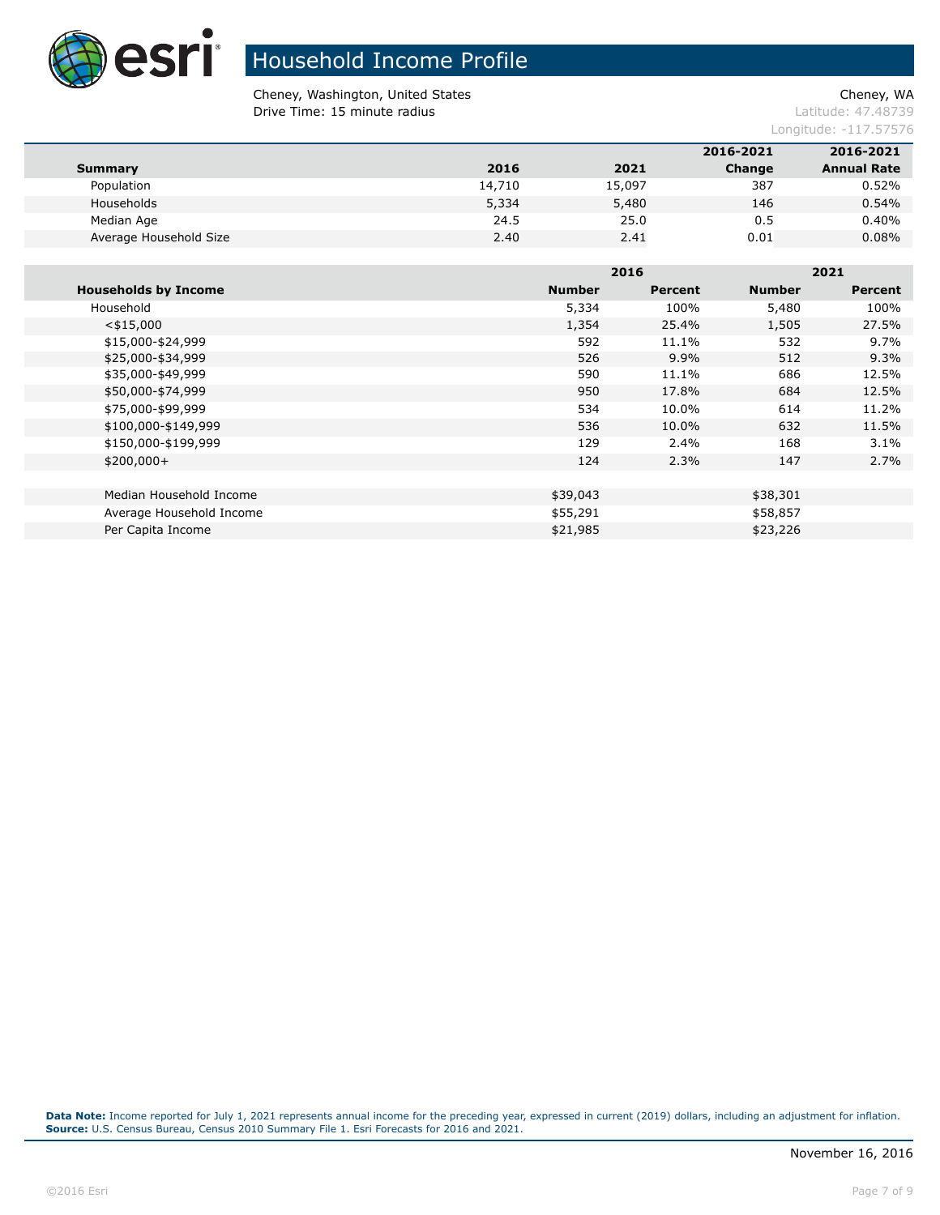# Household Income Profile

Cheney, Washington, United States
Drive Time: 15 minute radius

Cheney, WA
Latitude: 47.48739
Longitude: -117.57576

| Summary | 2016 | 2021 | 2016-2021 Change | 2016-2021 Annual Rate |
|---|---|---|---|---|
| Population | 14,710 | 15,097 | 387 | 0.52% |
| Households | 5,334 | 5,480 | 146 | 0.54% |
| Median Age | 24.5 | 25.0 | 0.5 | 0.40% |
| Average Household Size | 2.40 | 2.41 | 0.01 | 0.08% |

| | 2016 | | 2021 | |
|---|---|---|---|---|
| **Households by Income** | **Number** | **Percent** | **Number** | **Percent** |
| Household | 5,334 | 100% | 5,480 | 100% |
| <$15,000 | 1,354 | 25.4% | 1,505 | 27.5% |
| $15,000-$24,999 | 592 | 11.1% | 532 | 9.7% |
| $25,000-$34,999 | 526 | 9.9% | 512 | 9.3% |
| $35,000-$49,999 | 590 | 11.1% | 686 | 12.5% |
| $50,000-$74,999 | 950 | 17.8% | 684 | 12.5% |
| $75,000-$99,999 | 534 | 10.0% | 614 | 11.2% |
| $100,000-$149,999 | 536 | 10.0% | 632 | 11.5% |
| $150,000-$199,999 | 129 | 2.4% | 168 | 3.1% |
| $200,000+ | 124 | 2.3% | 147 | 2.7% |
| | | | | |
| Median Household Income | $39,043 | | $38,301 | |
| Average Household Income | $55,291 | | $58,857 | |
| Per Capita Income | $21,985 | | $23,226 | |

**Data Note:** Income reported for July 1, 2021 represents annual income for the preceding year, expressed in current (2019) dollars, including an adjustment for inflation.
**Source:** U.S. Census Bureau, Census 2010 Summary File 1. Esri Forecasts for 2016 and 2021.

November 16, 2016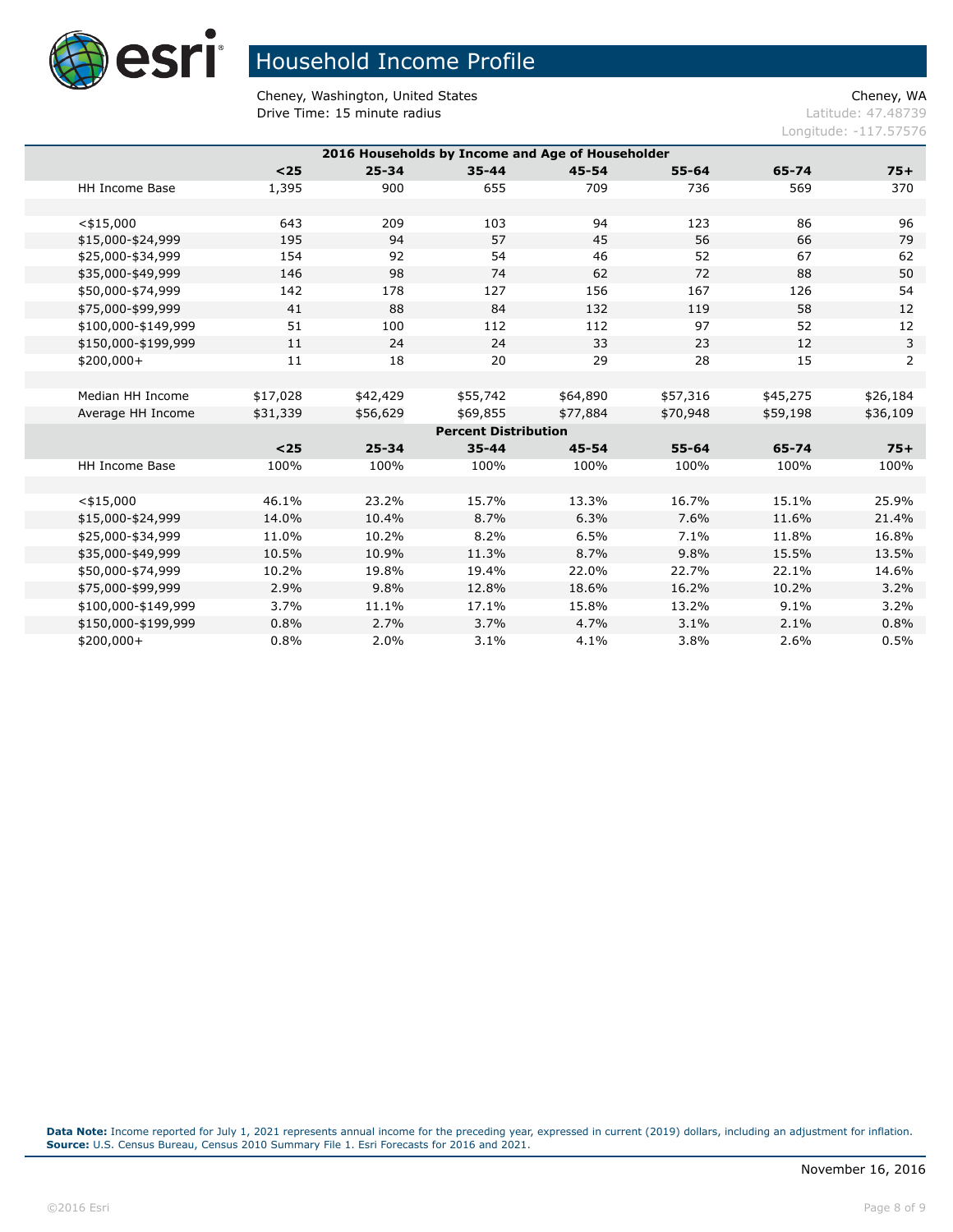# Household Income Profile

Cheney, Washington, United States
Drive Time: 15 minute radius

Cheney, WA
Latitude: 47.48739
Longitude: -117.57576

| 2016 Households by Income and Age of Householder | | | | | | | |
|---|---|---|---|---|---|---|---|
| | **<25** | **25-34** | **35-44** | **45-54** | **55-64** | **65-74** | **75+** |
| HH Income Base | 1,395 | 900 | 655 | 709 | 736 | 569 | 370 |
| | | | | | | | |
| <$15,000 | 643 | 209 | 103 | 94 | 123 | 86 | 96 |
| $15,000-$24,999 | 195 | 94 | 57 | 45 | 56 | 66 | 79 |
| $25,000-$34,999 | 154 | 92 | 54 | 46 | 52 | 67 | 62 |
| $35,000-$49,999 | 146 | 98 | 74 | 62 | 72 | 88 | 50 |
| $50,000-$74,999 | 142 | 178 | 127 | 156 | 167 | 126 | 54 |
| $75,000-$99,999 | 41 | 88 | 84 | 132 | 119 | 58 | 12 |
| $100,000-$149,999 | 51 | 100 | 112 | 112 | 97 | 52 | 12 |
| $150,000-$199,999 | 11 | 24 | 24 | 33 | 23 | 12 | 3 |
| $200,000+ | 11 | 18 | 20 | 29 | 28 | 15 | 2 |
| | | | | | | | |
| Median HH Income | $17,028 | $42,429 | $55,742 | $64,890 | $57,316 | $45,275 | $26,184 |
| Average HH Income | $31,339 | $56,629 | $69,855 | $77,884 | $70,948 | $59,198 | $36,109 |
| **Percent Distribution** | | | | | | | |
| | **<25** | **25-34** | **35-44** | **45-54** | **55-64** | **65-74** | **75+** |
| HH Income Base | 100% | 100% | 100% | 100% | 100% | 100% | 100% |
| | | | | | | | |
| <$15,000 | 46.1% | 23.2% | 15.7% | 13.3% | 16.7% | 15.1% | 25.9% |
| $15,000-$24,999 | 14.0% | 10.4% | 8.7% | 6.3% | 7.6% | 11.6% | 21.4% |
| $25,000-$34,999 | 11.0% | 10.2% | 8.2% | 6.5% | 7.1% | 11.8% | 16.8% |
| $35,000-$49,999 | 10.5% | 10.9% | 11.3% | 8.7% | 9.8% | 15.5% | 13.5% |
| $50,000-$74,999 | 10.2% | 19.8% | 19.4% | 22.0% | 22.7% | 22.1% | 14.6% |
| $75,000-$99,999 | 2.9% | 9.8% | 12.8% | 18.6% | 16.2% | 10.2% | 3.2% |
| $100,000-$149,999 | 3.7% | 11.1% | 17.1% | 15.8% | 13.2% | 9.1% | 3.2% |
| $150,000-$199,999 | 0.8% | 2.7% | 3.7% | 4.7% | 3.1% | 2.1% | 0.8% |
| $200,000+ | 0.8% | 2.0% | 3.1% | 4.1% | 3.8% | 2.6% | 0.5% |

**Data Note:** Income reported for July 1, 2021 represents annual income for the preceding year, expressed in current (2019) dollars, including an adjustment for inflation.
**Source:** U.S. Census Bureau, Census 2010 Summary File 1. Esri Forecasts for 2016 and 2021.

November 16, 2016

©2016 Esri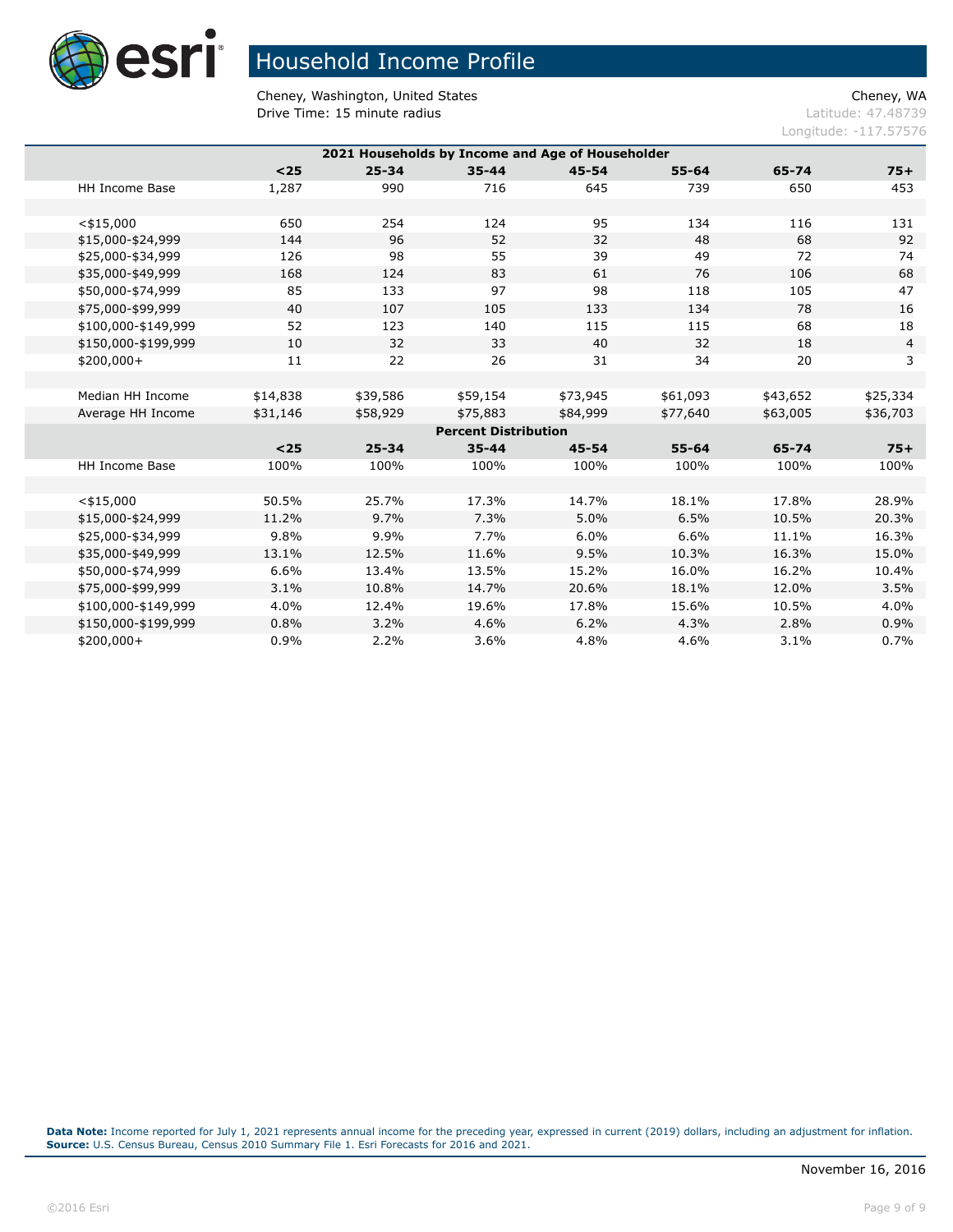# Household Income Profile

Cheney, Washington, United States
Drive Time: 15 minute radius

Cheney, WA
Latitude: 47.48739
Longitude: -117.57576

| 2021 Households by Income and Age of Householder | | | | | | | |
|---|---|---|---|---|---|---|---|
| | **<25** | **25-34** | **35-44** | **45-54** | **55-64** | **65-74** | **75+** |
| HH Income Base | 1,287 | 990 | 716 | 645 | 739 | 650 | 453 |
| | | | | | | | |
| <$15,000 | 650 | 254 | 124 | 95 | 134 | 116 | 131 |
| $15,000-$24,999 | 144 | 96 | 52 | 32 | 48 | 68 | 92 |
| $25,000-$34,999 | 126 | 98 | 55 | 39 | 49 | 72 | 74 |
| $35,000-$49,999 | 168 | 124 | 83 | 61 | 76 | 106 | 68 |
| $50,000-$74,999 | 85 | 133 | 97 | 98 | 118 | 105 | 47 |
| $75,000-$99,999 | 40 | 107 | 105 | 133 | 134 | 78 | 16 |
| $100,000-$149,999 | 52 | 123 | 140 | 115 | 115 | 68 | 18 |
| $150,000-$199,999 | 10 | 32 | 33 | 40 | 32 | 18 | 4 |
| $200,000+ | 11 | 22 | 26 | 31 | 34 | 20 | 3 |
| | | | | | | | |
| Median HH Income | $14,838 | $39,586 | $59,154 | $73,945 | $61,093 | $43,652 | $25,334 |
| Average HH Income | $31,146 | $58,929 | $75,883 | $84,999 | $77,640 | $63,005 | $36,703 |
| **Percent Distribution** | | | | | | | |
| | **<25** | **25-34** | **35-44** | **45-54** | **55-64** | **65-74** | **75+** |
| HH Income Base | 100% | 100% | 100% | 100% | 100% | 100% | 100% |
| | | | | | | | |
| <$15,000 | 50.5% | 25.7% | 17.3% | 14.7% | 18.1% | 17.8% | 28.9% |
| $15,000-$24,999 | 11.2% | 9.7% | 7.3% | 5.0% | 6.5% | 10.5% | 20.3% |
| $25,000-$34,999 | 9.8% | 9.9% | 7.7% | 6.0% | 6.6% | 11.1% | 16.3% |
| $35,000-$49,999 | 13.1% | 12.5% | 11.6% | 9.5% | 10.3% | 16.3% | 15.0% |
| $50,000-$74,999 | 6.6% | 13.4% | 13.5% | 15.2% | 16.0% | 16.2% | 10.4% |
| $75,000-$99,999 | 3.1% | 10.8% | 14.7% | 20.6% | 18.1% | 12.0% | 3.5% |
| $100,000-$149,999 | 4.0% | 12.4% | 19.6% | 17.8% | 15.6% | 10.5% | 4.0% |
| $150,000-$199,999 | 0.8% | 3.2% | 4.6% | 6.2% | 4.3% | 2.8% | 0.9% |
| $200,000+ | 0.9% | 2.2% | 3.6% | 4.8% | 4.6% | 3.1% | 0.7% |

**Data Note:** Income reported for July 1, 2021 represents annual income for the preceding year, expressed in current (2019) dollars, including an adjustment for inflation.
**Source:** U.S. Census Bureau, Census 2010 Summary File 1. Esri Forecasts for 2016 and 2021.

November 16, 2016